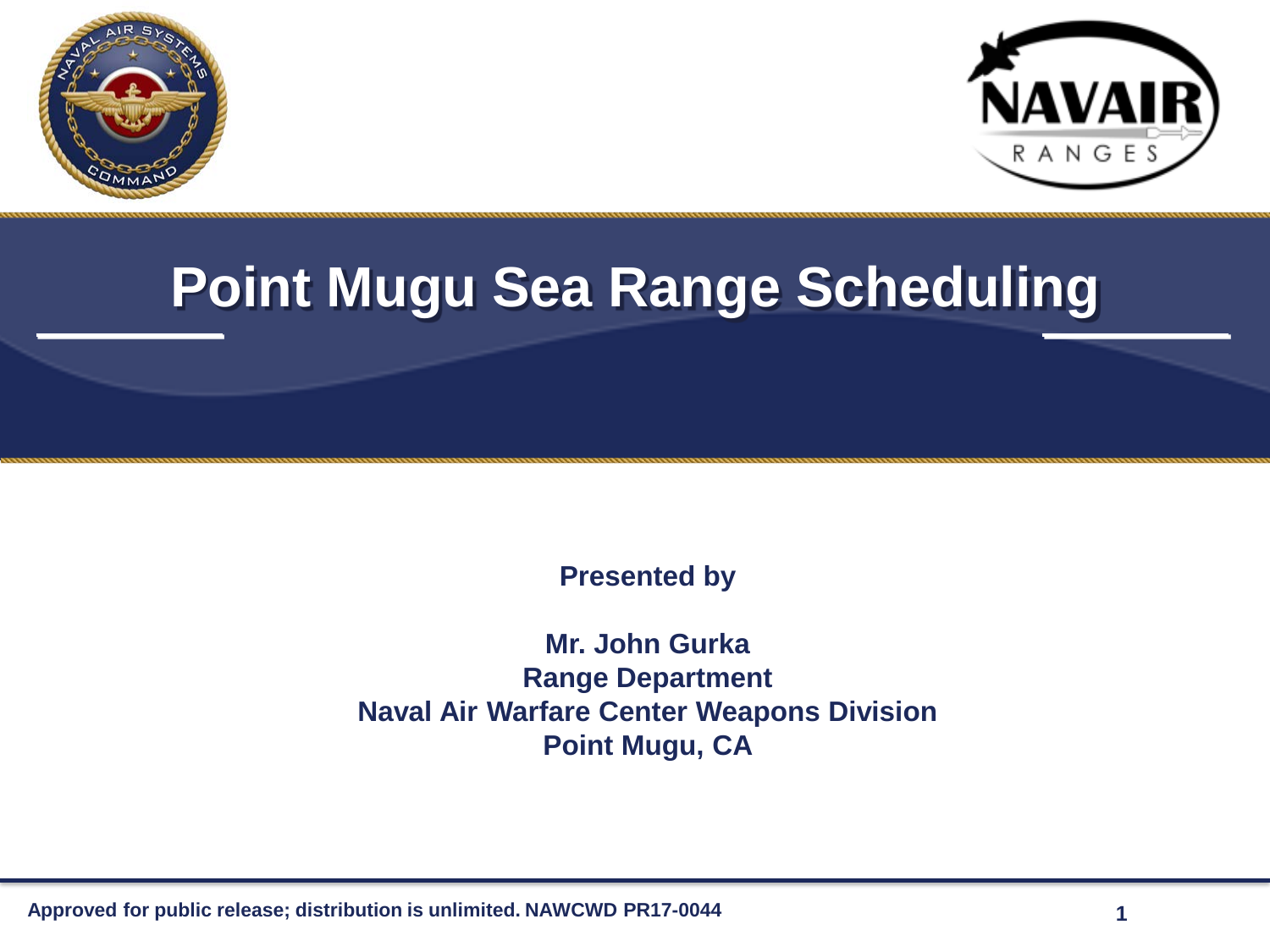# Point Mugu Sea Range Scheduling

**Presented by**

**Mr. John Gurka**
**Range Department**
**Naval Air Warfare Center Weapons Division**
**Point Mugu, CA**

**Approved for public release; distribution is unlimited. NAWCWD PR17-0044**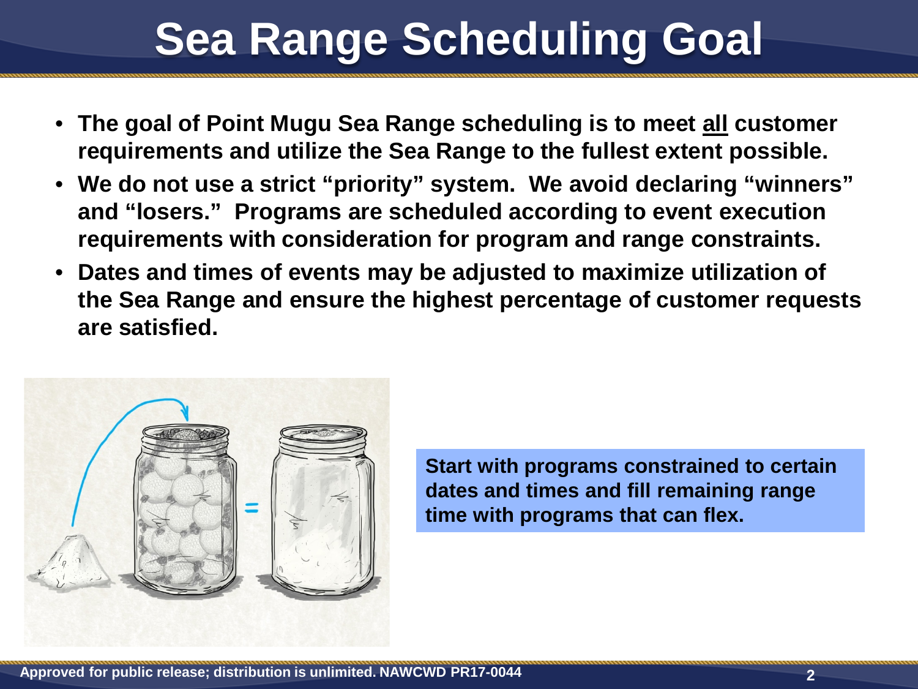# Sea Range Scheduling Goal

- **The goal of Point Mugu Sea Range scheduling is to meet <u>all</u> customer requirements and utilize the Sea Range to the fullest extent possible.**
- **We do not use a strict "priority" system. We avoid declaring "winners" and "losers." Programs are scheduled according to event execution requirements with consideration for program and range constraints.**
- **Dates and times of events may be adjusted to maximize utilization of the Sea Range and ensure the highest percentage of customer requests are satisfied.**

**Start with programs constrained to certain dates and times and fill remaining range time with programs that can flex.**

**Approved for public release; distribution is unlimited. NAWCWD PR17-0044**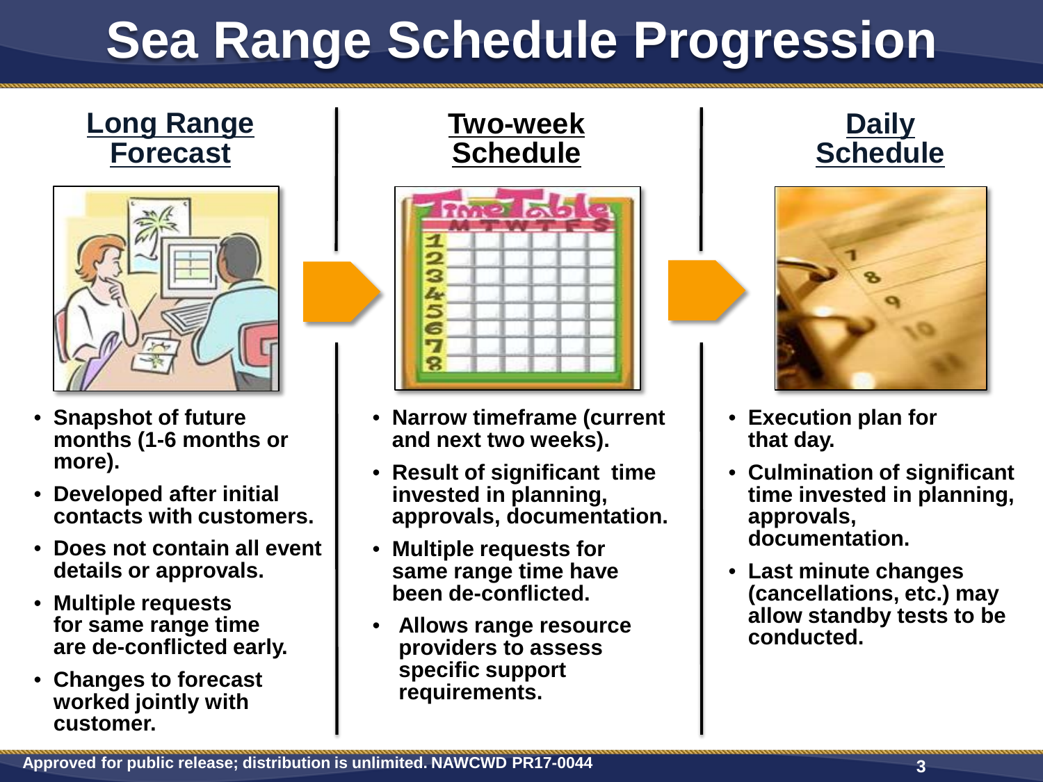# Sea Range Schedule Progression

## Long Range Forecast

- Snapshot of future months (1-6 months or more).
- Developed after initial contacts with customers.
- Does not contain all event details or approvals.
- Multiple requests for same range time are de-conflicted early.
- Changes to forecast worked jointly with customer.

## Two-week Schedule

- Narrow timeframe (current and next two weeks).
- Result of significant time invested in planning, approvals, documentation.
- Multiple requests for same range time have been de-conflicted.
- Allows range resource providers to assess specific support requirements.

## Daily Schedule

- Execution plan for that day.
- Culmination of significant time invested in planning, approvals, documentation.
- Last minute changes (cancellations, etc.) may allow standby tests to be conducted.

Approved for public release; distribution is unlimited. NAWCWD PR17-0044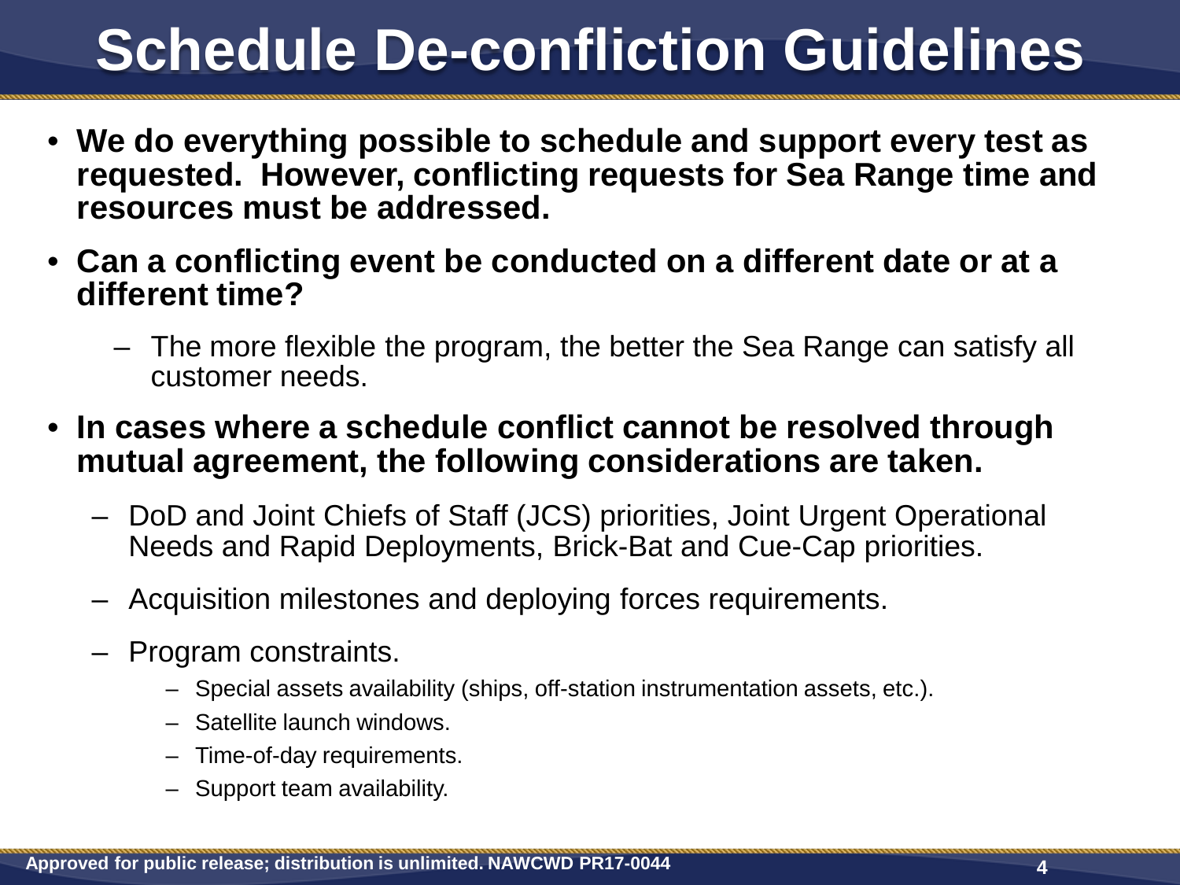# Schedule De-confliction Guidelines

- **We do everything possible to schedule and support every test as requested. However, conflicting requests for Sea Range time and resources must be addressed.**
- **Can a conflicting event be conducted on a different date or at a different time?**
  - The more flexible the program, the better the Sea Range can satisfy all customer needs.
- **In cases where a schedule conflict cannot be resolved through mutual agreement, the following considerations are taken.**
  - DoD and Joint Chiefs of Staff (JCS) priorities, Joint Urgent Operational Needs and Rapid Deployments, Brick-Bat and Cue-Cap priorities.
  - Acquisition milestones and deploying forces requirements.
  - Program constraints.
    - Special assets availability (ships, off-station instrumentation assets, etc.).
    - Satellite launch windows.
    - Time-of-day requirements.
    - Support team availability.

Approved for public release; distribution is unlimited. NAWCWD PR17-0044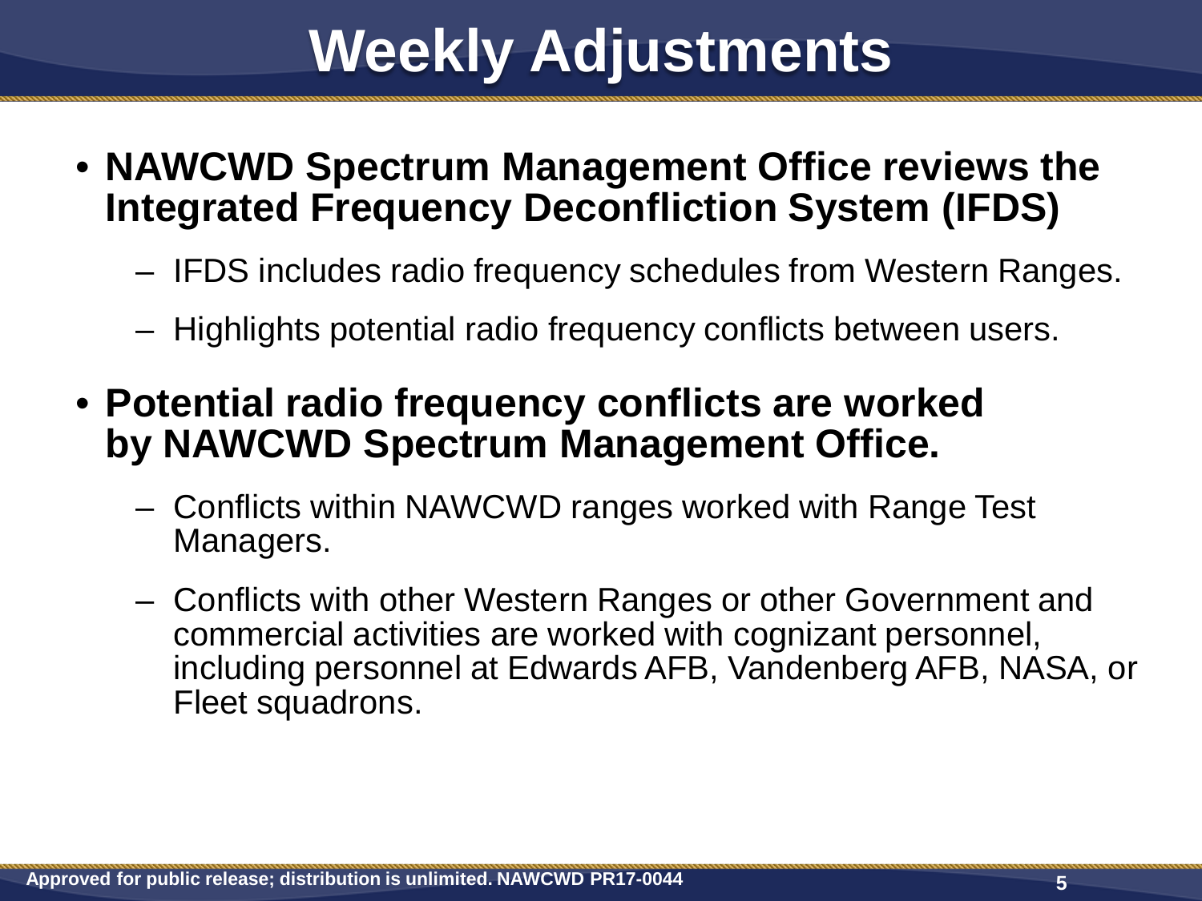# Weekly Adjustments

- **NAWCWD Spectrum Management Office reviews the Integrated Frequency Deconfliction System (IFDS)**
  - IFDS includes radio frequency schedules from Western Ranges.
  - Highlights potential radio frequency conflicts between users.
- **Potential radio frequency conflicts are worked by NAWCWD Spectrum Management Office.**
  - Conflicts within NAWCWD ranges worked with Range Test Managers.
  - Conflicts with other Western Ranges or other Government and commercial activities are worked with cognizant personnel, including personnel at Edwards AFB, Vandenberg AFB, NASA, or Fleet squadrons.

Approved for public release; distribution is unlimited. NAWCWD PR17-0044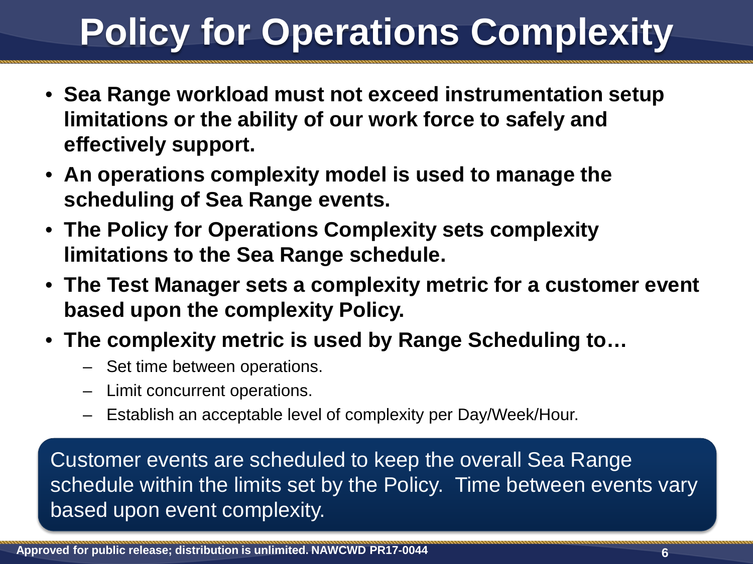# Policy for Operations Complexity

- **Sea Range workload must not exceed instrumentation setup limitations or the ability of our work force to safely and effectively support.**
- **An operations complexity model is used to manage the scheduling of Sea Range events.**
- **The Policy for Operations Complexity sets complexity limitations to the Sea Range schedule.**
- **The Test Manager sets a complexity metric for a customer event based upon the complexity Policy.**
- **The complexity metric is used by Range Scheduling to…**
  - Set time between operations.
  - Limit concurrent operations.
  - Establish an acceptable level of complexity per Day/Week/Hour.

Customer events are scheduled to keep the overall Sea Range schedule within the limits set by the Policy. Time between events vary based upon event complexity.

Approved for public release; distribution is unlimited. NAWCWD PR17-0044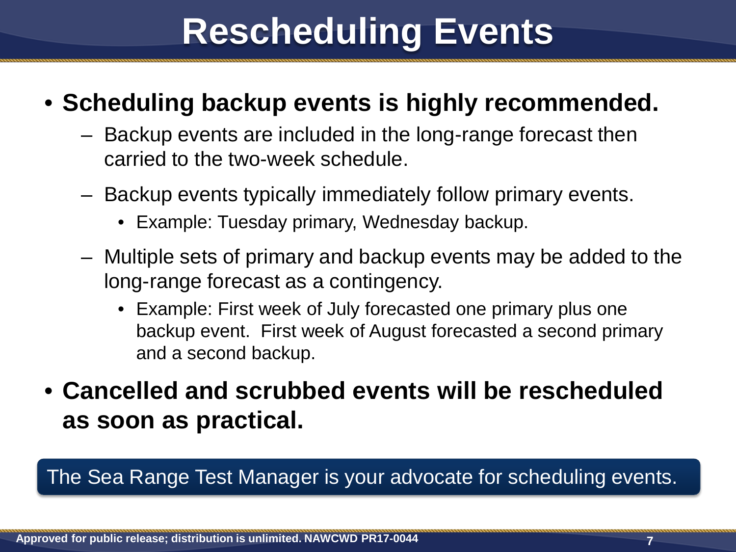# Rescheduling Events

- **Scheduling backup events is highly recommended.**
  - Backup events are included in the long-range forecast then carried to the two-week schedule.
  - Backup events typically immediately follow primary events.
    - Example: Tuesday primary, Wednesday backup.
  - Multiple sets of primary and backup events may be added to the long-range forecast as a contingency.
    - Example: First week of July forecasted one primary plus one backup event. First week of August forecasted a second primary and a second backup.
- **Cancelled and scrubbed events will be rescheduled as soon as practical.**

The Sea Range Test Manager is your advocate for scheduling events.

Approved for public release; distribution is unlimited. NAWCWD PR17-0044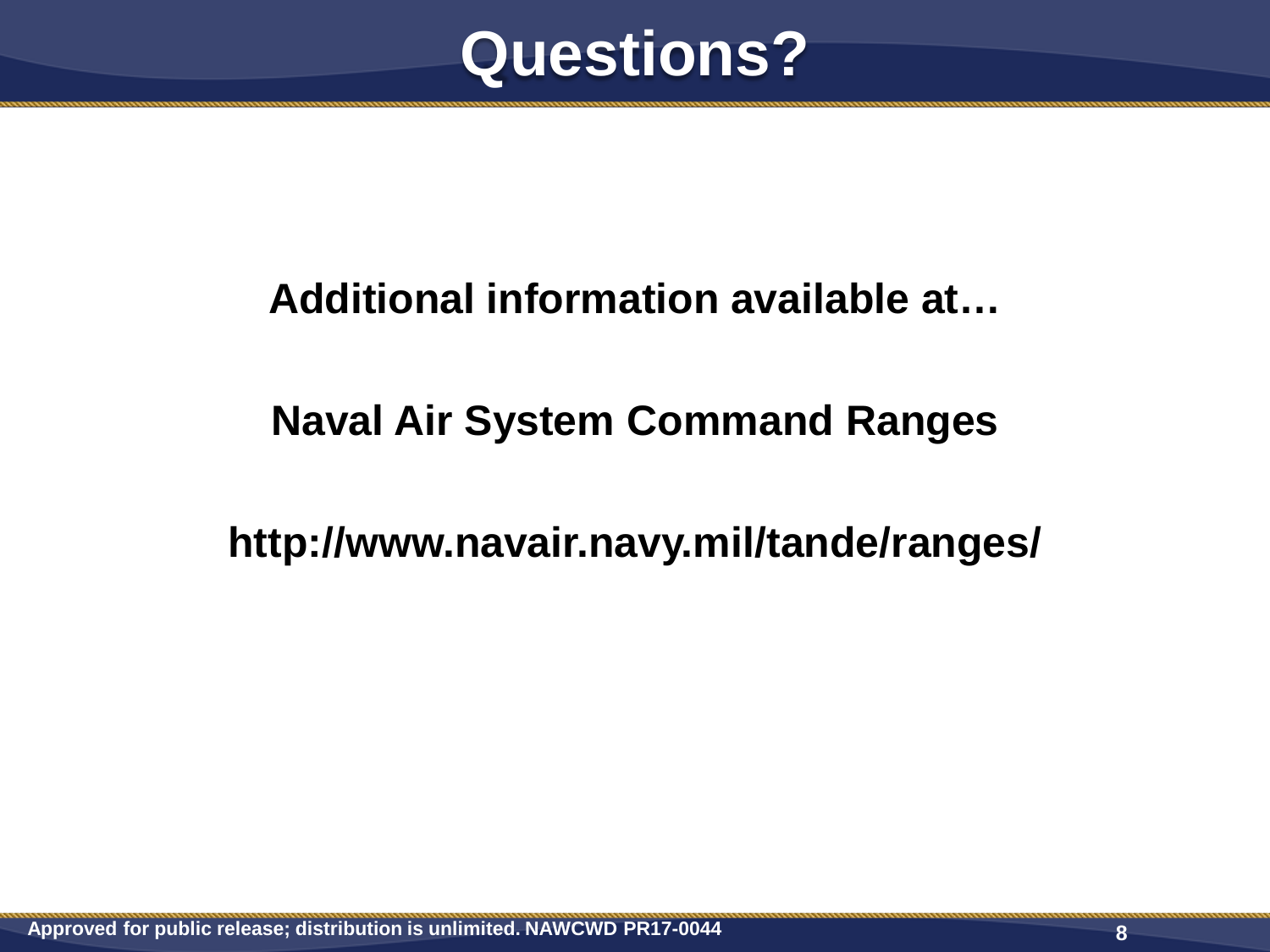# Questions?

**Additional information available at…**

**Naval Air System Command Ranges**

**http://www.navair.navy.mil/tande/ranges/**

**Approved for public release; distribution is unlimited. NAWCWD PR17-0044**